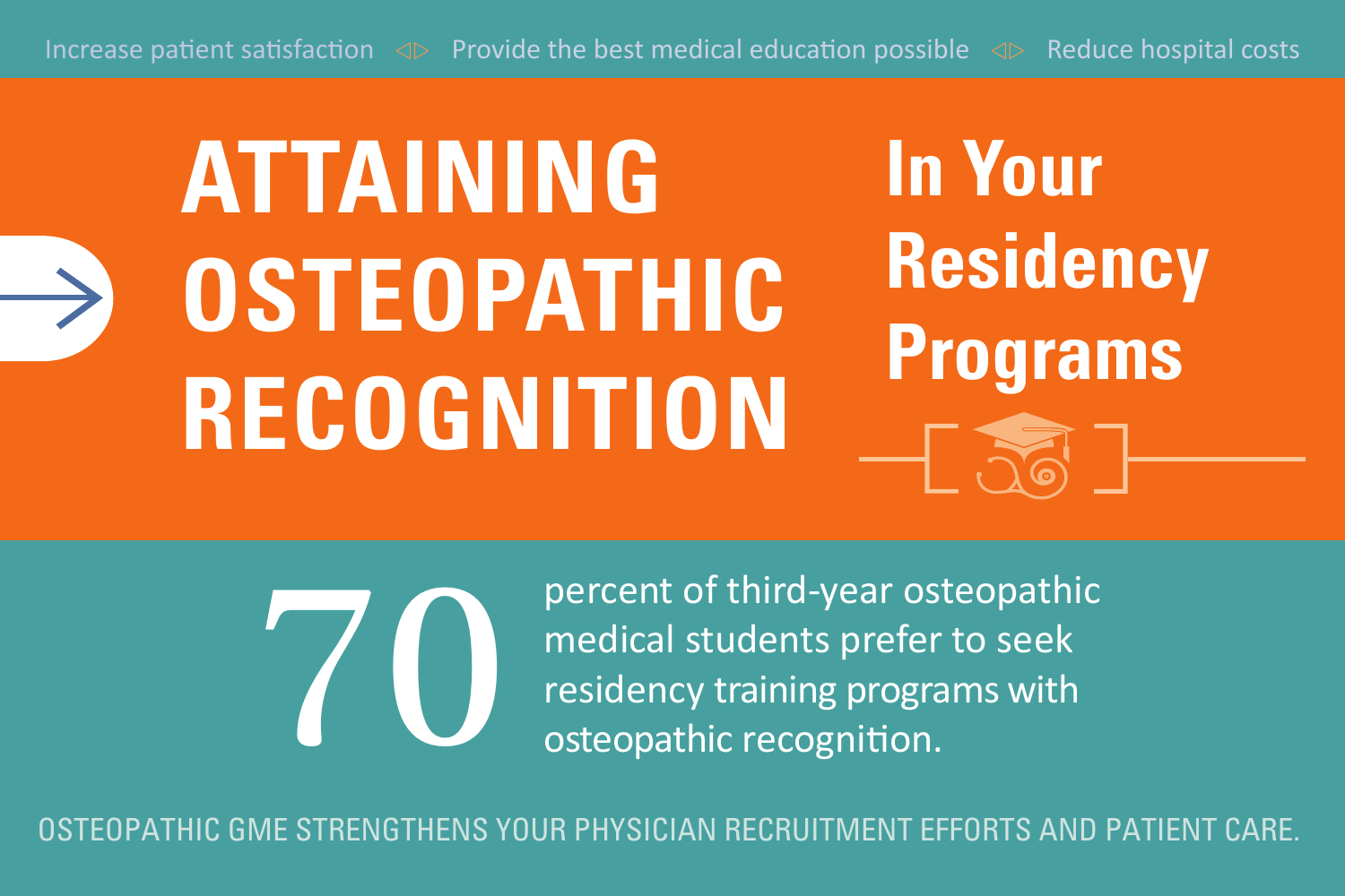Increase patient satisfaction ◁▷ Provide the best medical education possible ◁▷ Reduce hospital costs

# ATTAINING OSTEOPATHIC RECOGNITION

## In Your Residency Programs

**70** percent of third-year osteopathic medical students prefer to seek residency training programs with osteopathic recognition.

OSTEOPATHIC GME STRENGTHENS YOUR PHYSICIAN RECRUITMENT EFFORTS AND PATIENT CARE.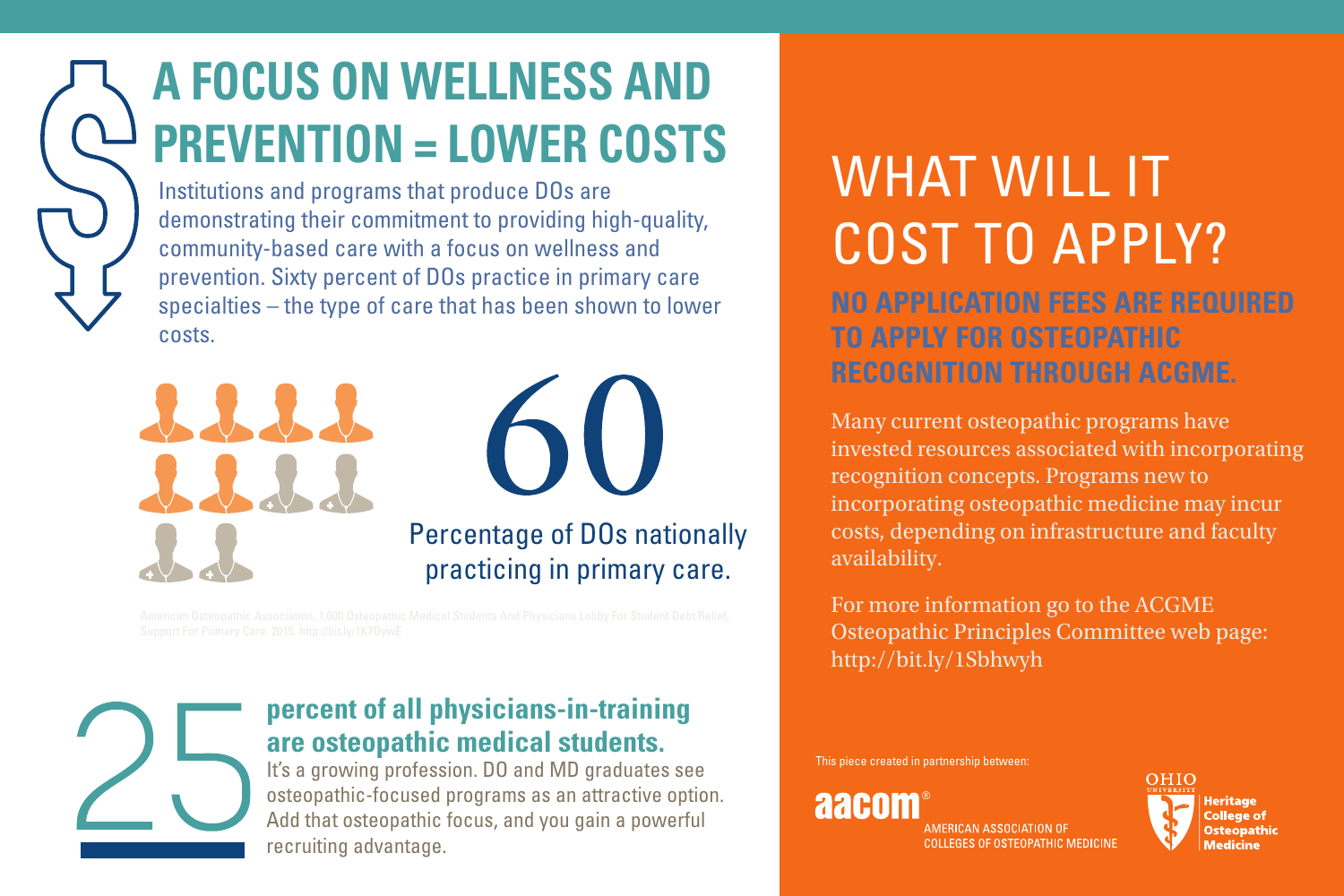# A FOCUS ON WELLNESS AND PREVENTION = LOWER COSTS

Institutions and programs that produce DOs are demonstrating their commitment to providing high-quality, community-based care with a focus on wellness and prevention. Sixty percent of DOs practice in primary care specialties – the type of care that has been shown to lower costs.

60

Percentage of DOs nationally practicing in primary care.

American Osteopathic Association, 1,000 Osteopathic Medical Students And Physicians Lobby For Student Debt Relief, Support For Primary Care. 2015. http://bit.ly/1K7OywE

25

**percent of all physicians-in-training are osteopathic medical students.**

It's a growing profession. DO and MD graduates see osteopathic-focused programs as an attractive option. Add that osteopathic focus, and you gain a powerful recruiting advantage.

# WHAT WILL IT COST TO APPLY?

## NO APPLICATION FEES ARE REQUIRED TO APPLY FOR OSTEOPATHIC RECOGNITION THROUGH ACGME.

Many current osteopathic programs have invested resources associated with incorporating recognition concepts. Programs new to incorporating osteopathic medicine may incur costs, depending on infrastructure and faculty availability.

For more information go to the ACGME Osteopathic Principles Committee web page: http://bit.ly/1Sbhwyh

This piece created in partnership between:

aacom® AMERICAN ASSOCIATION OF COLLEGES OF OSTEOPATHIC MEDICINE

OHIO UNIVERSITY Heritage College of Osteopathic Medicine